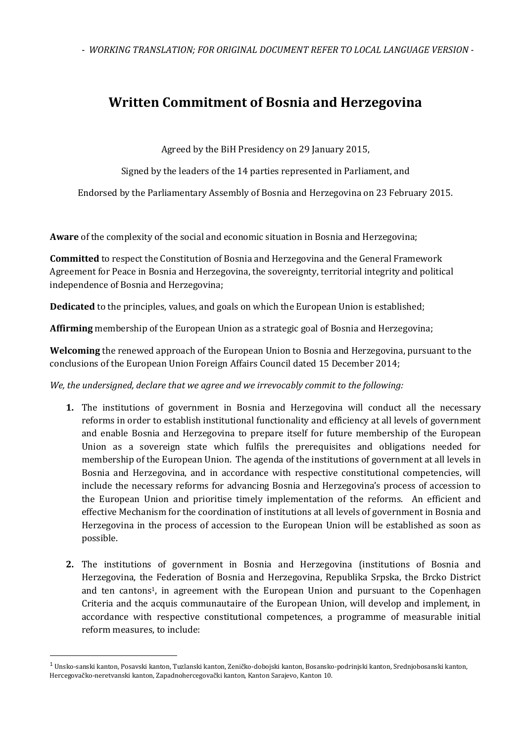*- WORKING TRANSLATION; FOR ORIGINAL DOCUMENT REFER TO LOCAL LANGUAGE VERSION -*

# Written Commitment of Bosnia and Herzegovina

Agreed by the BiH Presidency on 29 January 2015,

Signed by the leaders of the 14 parties represented in Parliament, and

Endorsed by the Parliamentary Assembly of Bosnia and Herzegovina on 23 February 2015.

**Aware** of the complexity of the social and economic situation in Bosnia and Herzegovina;

**Committed** to respect the Constitution of Bosnia and Herzegovina and the General Framework Agreement for Peace in Bosnia and Herzegovina, the sovereignty, territorial integrity and political independence of Bosnia and Herzegovina;

**Dedicated** to the principles, values, and goals on which the European Union is established;

**Affirming** membership of the European Union as a strategic goal of Bosnia and Herzegovina;

**Welcoming** the renewed approach of the European Union to Bosnia and Herzegovina, pursuant to the conclusions of the European Union Foreign Affairs Council dated 15 December 2014;

*We, the undersigned, declare that we agree and we irrevocably commit to the following:*

1. The institutions of government in Bosnia and Herzegovina will conduct all the necessary reforms in order to establish institutional functionality and efficiency at all levels of government and enable Bosnia and Herzegovina to prepare itself for future membership of the European Union as a sovereign state which fulfils the prerequisites and obligations needed for membership of the European Union. The agenda of the institutions of government at all levels in Bosnia and Herzegovina, and in accordance with respective constitutional competencies, will include the necessary reforms for advancing Bosnia and Herzegovina's process of accession to the European Union and prioritise timely implementation of the reforms. An efficient and effective Mechanism for the coordination of institutions at all levels of government in Bosnia and Herzegovina in the process of accession to the European Union will be established as soon as possible.

2. The institutions of government in Bosnia and Herzegovina (institutions of Bosnia and Herzegovina, the Federation of Bosnia and Herzegovina, Republika Srpska, the Brcko District and ten cantons[1], in agreement with the European Union and pursuant to the Copenhagen Criteria and the acquis communautaire of the European Union, will develop and implement, in accordance with respective constitutional competences, a programme of measurable initial reform measures, to include:

---

[1] Unsko-sanski kanton, Posavski kanton, Tuzlanski kanton, Zeničko-dobojski kanton, Bosansko-podrinjski kanton, Srednjobosanski kanton, Hercegovačko-neretvanski kanton, Zapadnohercegovački kanton, Kanton Sarajevo, Kanton 10.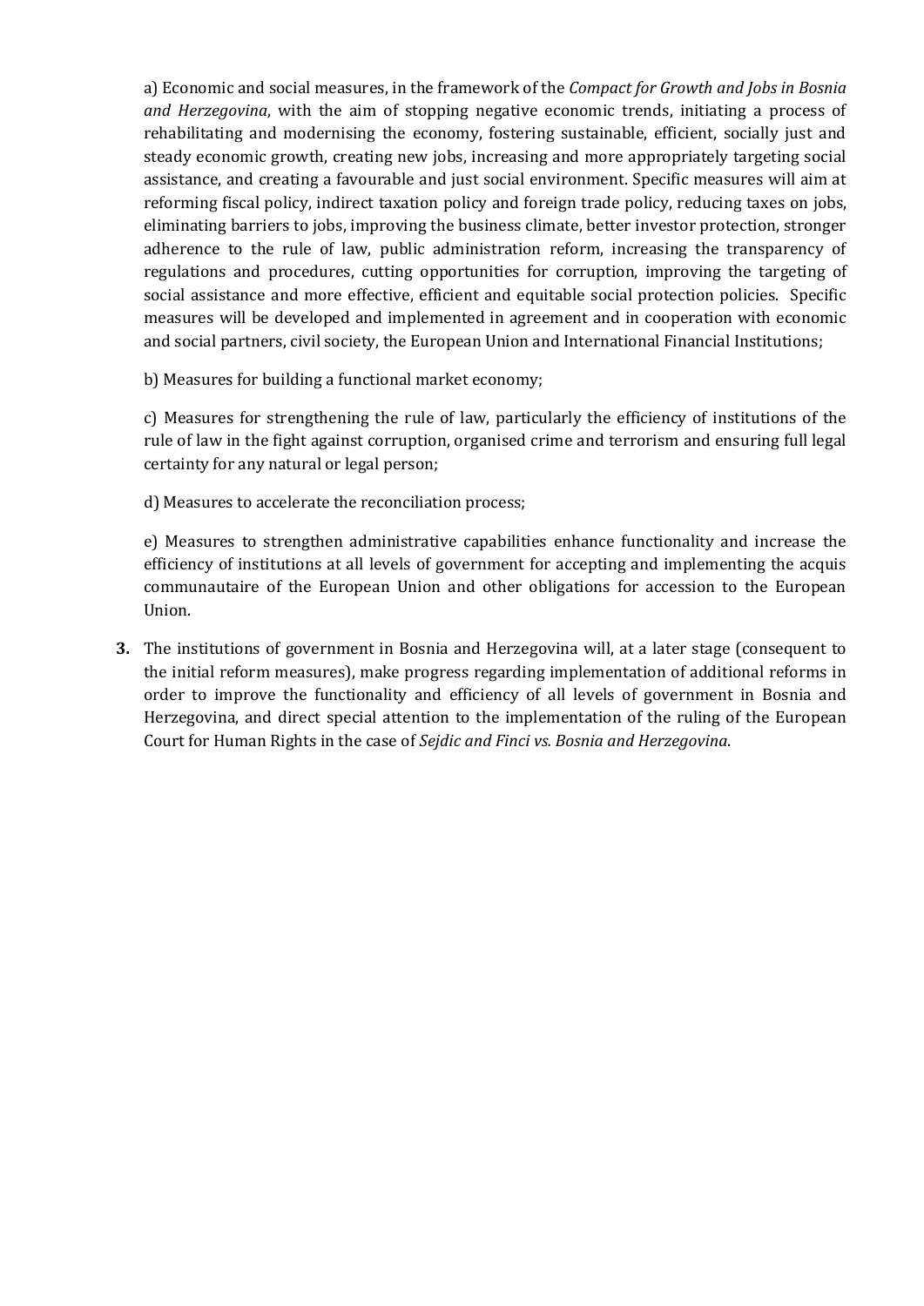a) Economic and social measures, in the framework of the *Compact for Growth and Jobs in Bosnia and Herzegovina*, with the aim of stopping negative economic trends, initiating a process of rehabilitating and modernising the economy, fostering sustainable, efficient, socially just and steady economic growth, creating new jobs, increasing and more appropriately targeting social assistance, and creating a favourable and just social environment. Specific measures will aim at reforming fiscal policy, indirect taxation policy and foreign trade policy, reducing taxes on jobs, eliminating barriers to jobs, improving the business climate, better investor protection, stronger adherence to the rule of law, public administration reform, increasing the transparency of regulations and procedures, cutting opportunities for corruption, improving the targeting of social assistance and more effective, efficient and equitable social protection policies. Specific measures will be developed and implemented in agreement and in cooperation with economic and social partners, civil society, the European Union and International Financial Institutions;

b) Measures for building a functional market economy;

c) Measures for strengthening the rule of law, particularly the efficiency of institutions of the rule of law in the fight against corruption, organised crime and terrorism and ensuring full legal certainty for any natural or legal person;

d) Measures to accelerate the reconciliation process;

e) Measures to strengthen administrative capabilities enhance functionality and increase the efficiency of institutions at all levels of government for accepting and implementing the acquis communautaire of the European Union and other obligations for accession to the European Union.

**3.** The institutions of government in Bosnia and Herzegovina will, at a later stage (consequent to the initial reform measures), make progress regarding implementation of additional reforms in order to improve the functionality and efficiency of all levels of government in Bosnia and Herzegovina, and direct special attention to the implementation of the ruling of the European Court for Human Rights in the case of *Sejdic and Finci vs. Bosnia and Herzegovina*.